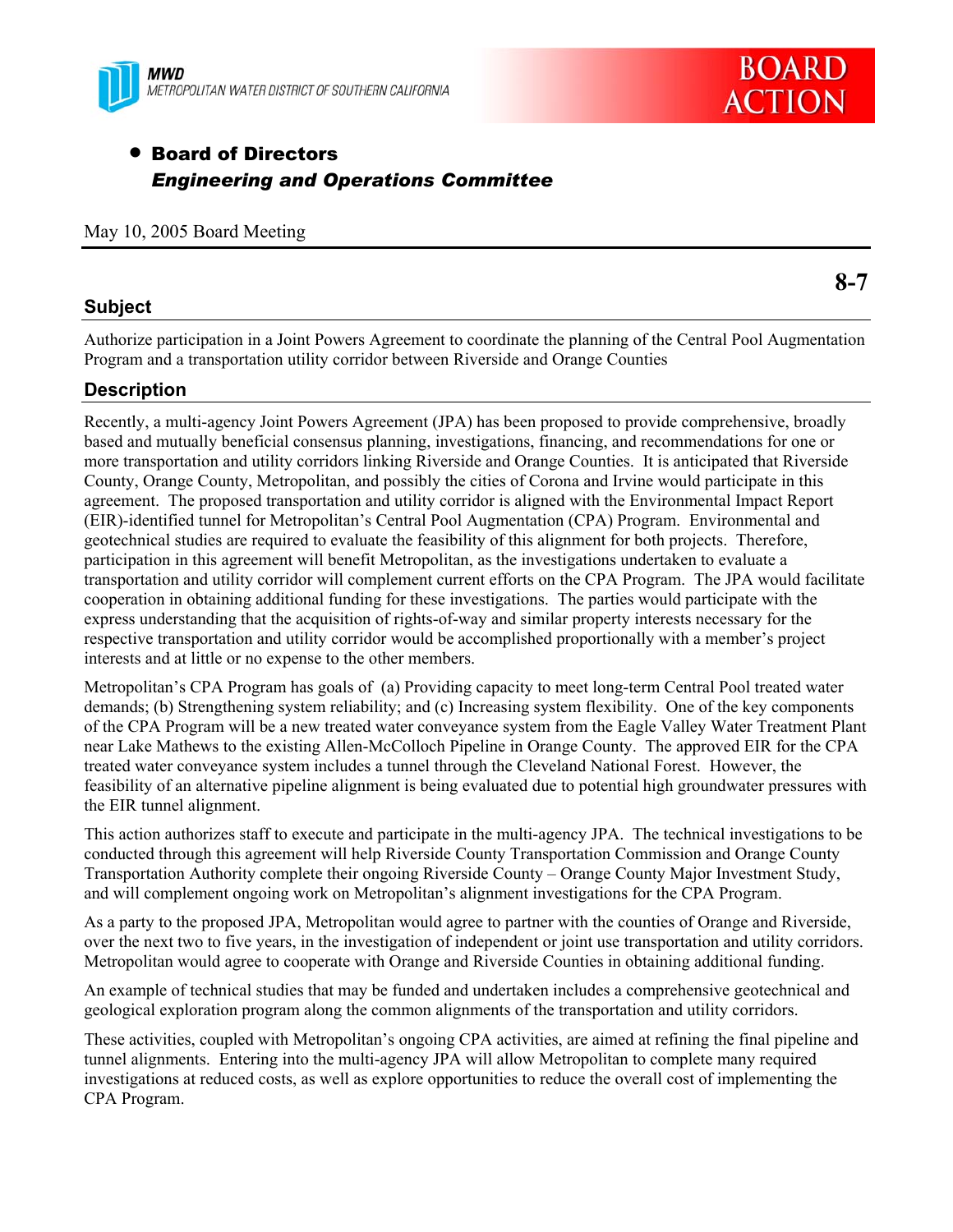MWD
METROPOLITAN WATER DISTRICT OF SOUTHERN CALIFORNIA

**BOARD ACTION**

- **Board of Directors**
  ***Engineering and Operations Committee***

May 10, 2005 Board Meeting

**8-7**

## Subject

Authorize participation in a Joint Powers Agreement to coordinate the planning of the Central Pool Augmentation Program and a transportation utility corridor between Riverside and Orange Counties

## Description

Recently, a multi-agency Joint Powers Agreement (JPA) has been proposed to provide comprehensive, broadly based and mutually beneficial consensus planning, investigations, financing, and recommendations for one or more transportation and utility corridors linking Riverside and Orange Counties. It is anticipated that Riverside County, Orange County, Metropolitan, and possibly the cities of Corona and Irvine would participate in this agreement. The proposed transportation and utility corridor is aligned with the Environmental Impact Report (EIR)-identified tunnel for Metropolitan's Central Pool Augmentation (CPA) Program. Environmental and geotechnical studies are required to evaluate the feasibility of this alignment for both projects. Therefore, participation in this agreement will benefit Metropolitan, as the investigations undertaken to evaluate a transportation and utility corridor will complement current efforts on the CPA Program. The JPA would facilitate cooperation in obtaining additional funding for these investigations. The parties would participate with the express understanding that the acquisition of rights-of-way and similar property interests necessary for the respective transportation and utility corridor would be accomplished proportionally with a member's project interests and at little or no expense to the other members.

Metropolitan's CPA Program has goals of (a) Providing capacity to meet long-term Central Pool treated water demands; (b) Strengthening system reliability; and (c) Increasing system flexibility. One of the key components of the CPA Program will be a new treated water conveyance system from the Eagle Valley Water Treatment Plant near Lake Mathews to the existing Allen-McColloch Pipeline in Orange County. The approved EIR for the CPA treated water conveyance system includes a tunnel through the Cleveland National Forest. However, the feasibility of an alternative pipeline alignment is being evaluated due to potential high groundwater pressures with the EIR tunnel alignment.

This action authorizes staff to execute and participate in the multi-agency JPA. The technical investigations to be conducted through this agreement will help Riverside County Transportation Commission and Orange County Transportation Authority complete their ongoing Riverside County – Orange County Major Investment Study, and will complement ongoing work on Metropolitan's alignment investigations for the CPA Program.

As a party to the proposed JPA, Metropolitan would agree to partner with the counties of Orange and Riverside, over the next two to five years, in the investigation of independent or joint use transportation and utility corridors. Metropolitan would agree to cooperate with Orange and Riverside Counties in obtaining additional funding.

An example of technical studies that may be funded and undertaken includes a comprehensive geotechnical and geological exploration program along the common alignments of the transportation and utility corridors.

These activities, coupled with Metropolitan's ongoing CPA activities, are aimed at refining the final pipeline and tunnel alignments. Entering into the multi-agency JPA will allow Metropolitan to complete many required investigations at reduced costs, as well as explore opportunities to reduce the overall cost of implementing the CPA Program.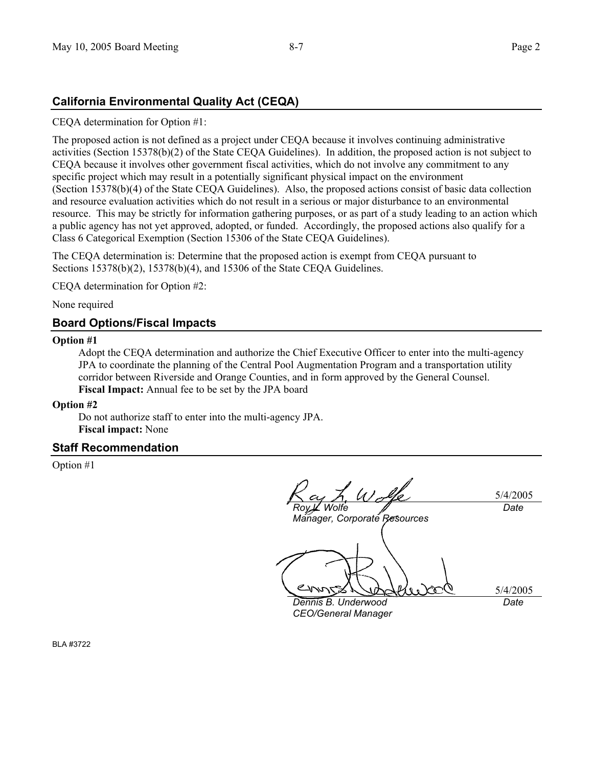## California Environmental Quality Act (CEQA)

CEQA determination for Option #1:

The proposed action is not defined as a project under CEQA because it involves continuing administrative activities (Section 15378(b)(2) of the State CEQA Guidelines). In addition, the proposed action is not subject to CEQA because it involves other government fiscal activities, which do not involve any commitment to any specific project which may result in a potentially significant physical impact on the environment (Section 15378(b)(4) of the State CEQA Guidelines). Also, the proposed actions consist of basic data collection and resource evaluation activities which do not result in a serious or major disturbance to an environmental resource. This may be strictly for information gathering purposes, or as part of a study leading to an action which a public agency has not yet approved, adopted, or funded. Accordingly, the proposed actions also qualify for a Class 6 Categorical Exemption (Section 15306 of the State CEQA Guidelines).

The CEQA determination is: Determine that the proposed action is exempt from CEQA pursuant to Sections 15378(b)(2), 15378(b)(4), and 15306 of the State CEQA Guidelines.

CEQA determination for Option #2:

None required

## Board Options/Fiscal Impacts

**Option #1**

Adopt the CEQA determination and authorize the Chief Executive Officer to enter into the multi-agency JPA to coordinate the planning of the Central Pool Augmentation Program and a transportation utility corridor between Riverside and Orange Counties, and in form approved by the General Counsel.
**Fiscal Impact:** Annual fee to be set by the JPA board

**Option #2**

Do not authorize staff to enter into the multi-agency JPA.
**Fiscal impact:** None

## Staff Recommendation

Option #1

5/4/2005

*Roy L. Wolfe* *Date*
*Manager, Corporate Resources*

5/4/2005

*Dennis B. Underwood* *Date*
*CEO/General Manager*

BLA #3722